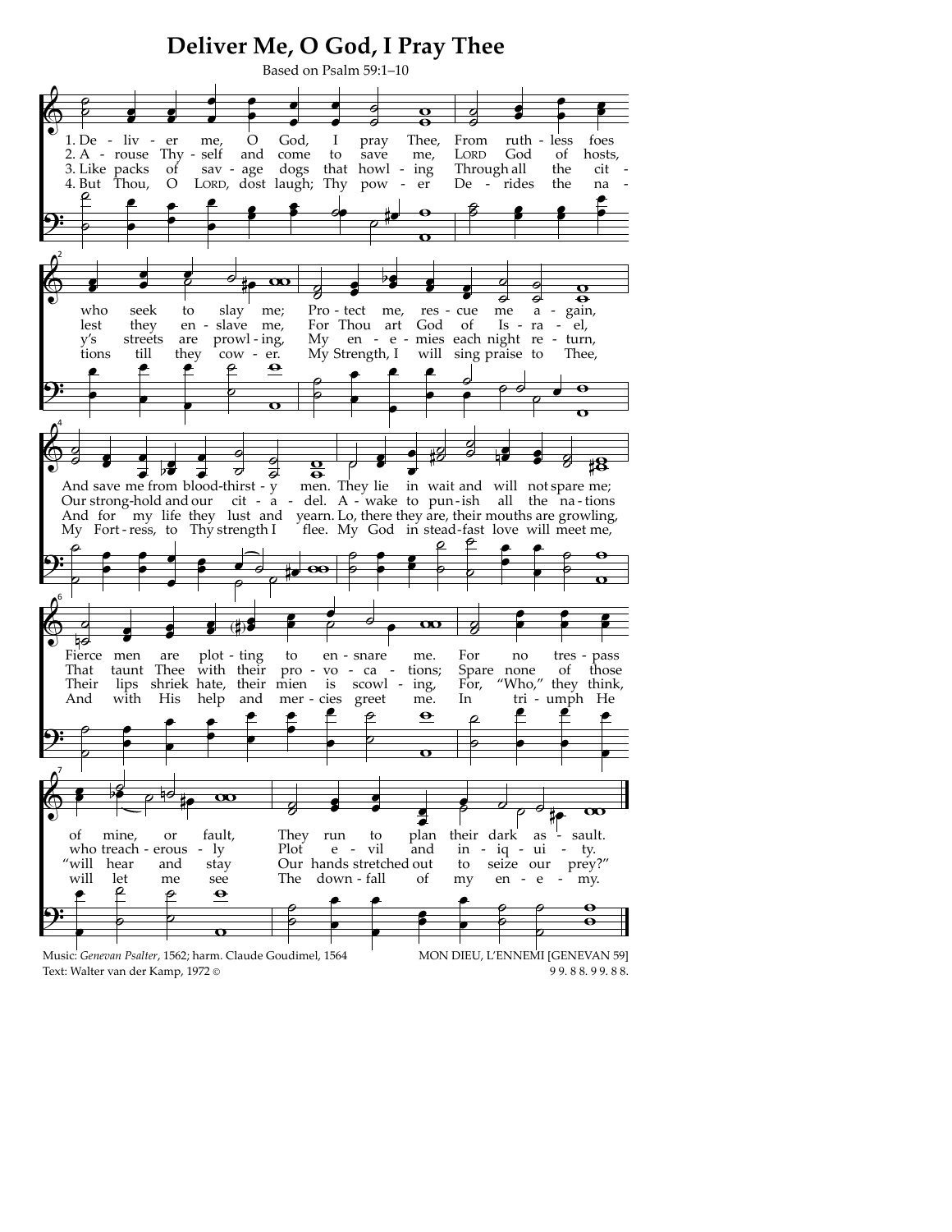# Deliver Me, O God, I Pray Thee

Based on Psalm 59:1–10

1. Deliver me, O God, I pray Thee, From ruthless foes who seek to slay me; Protect me, rescue me again, And save me from bloodthirsty men. They lie in wait and will not spare me; Fierce men are plotting to ensnare me. For no trespass of mine, or fault, They run to plan their dark assault.

2. Arouse Thyself and come to save me, LORD God of hosts, lest they enslave me, For Thou art God of Israel, Our stronghold and our citadel. Awake to punish all the nations That taunt Thee with their provocations; Spare none of those who treacherously Plot evil and iniquity.

3. Like packs of savage dogs that howling Through all the city's streets are prowling, My enemies each night return, And for my life they lust and yearn. Lo, there they are, their mouths are growling, Their lips shriek hate, their mien is scowling, For, "Who," they think, "will hear and stay Our hands stretched out to seize our prey?"

4. But Thou, O LORD, dost laugh; Thy power Derides the nations till they cower. My Strength, I will sing praise to Thee, My Fortress, to Thy strength I flee. My God in steadfast love will meet me, And with His help and mercies greet me. In triumph He will let me see The downfall of my enemy.

Music: *Genevan Psalter*, 1562; harm. Claude Goudimel, 1564
Text: Walter van der Kamp, 1972 ©

MON DIEU, L'ENNEMI [GENEVAN 59]
9 9. 8 8. 9 9. 8 8.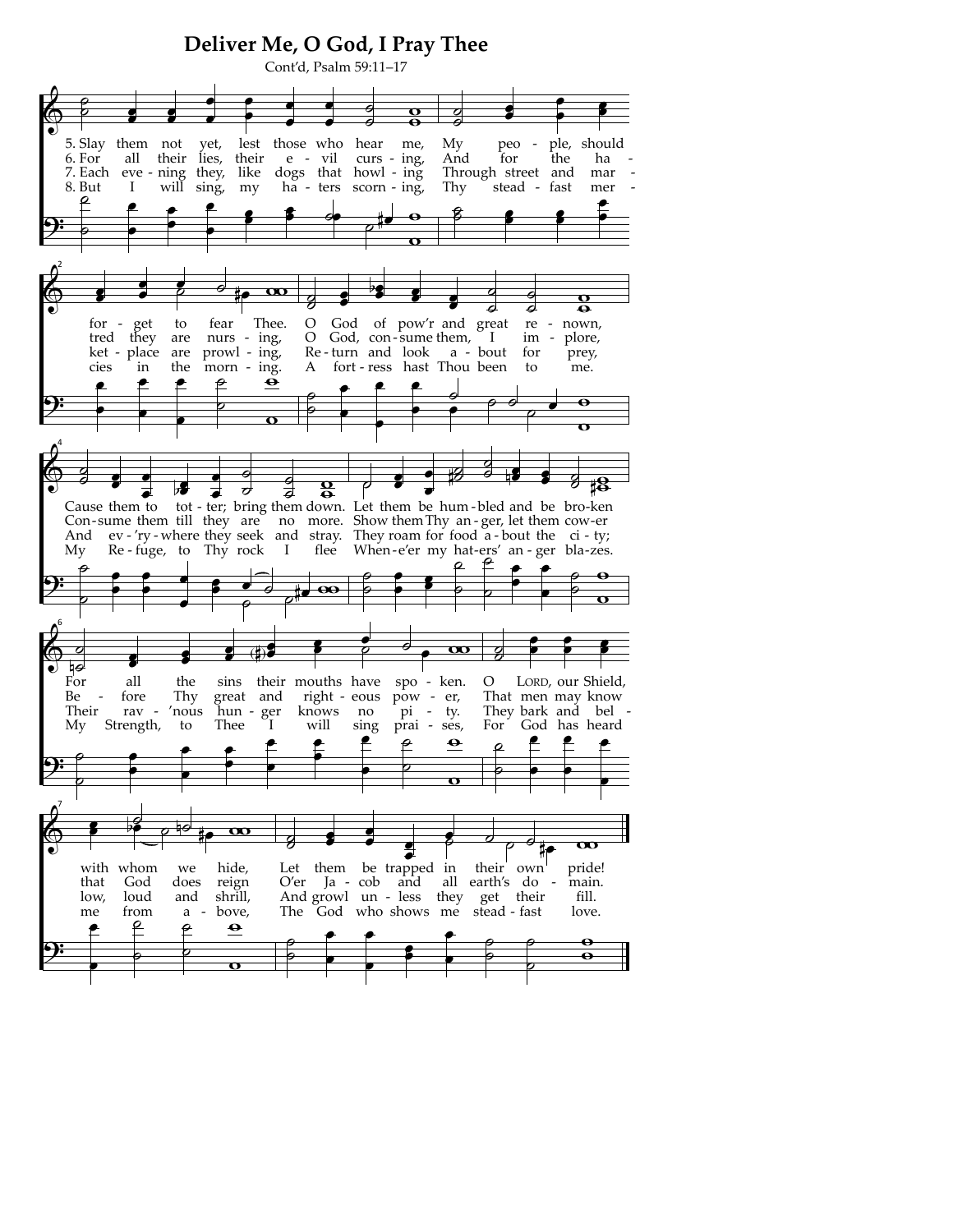# Deliver Me, O God, I Pray Thee

Cont'd, Psalm 59:11–17

5. Slay them not yet, lest those who hear me, My people, should forget to fear Thee. O God of pow'r and great renown, Cause them to totter; bring them down. Let them be humbled and be broken For all the sins their mouths have spoken. O LORD, our Shield, with whom we hide, Let them be trapped in their own pride!

6. For all their lies, their evil cursing, And for the hatred they are nursing, O God, consume them, I implore, Consume them till they are no more. Show them Thy anger, let them cower Before Thy great and righteous power, That men may know that God does reign O'er Jacob and all earth's domain.

7. Each evening they, like dogs that howling Through street and market-place are prowling, Return and look about for prey, And ev'rywhere they seek and stray. They roam for food about the city; Their rav'nous hunger knows no pity. They bark and bellow, loud and shrill, And growl unless they get their fill.

8. But I will sing, my haters scorning, Thy steadfast mercies in the morning. A fortress hast Thou been to me. My Refuge, to Thy rock I flee When-e'er my haters' anger blazes. My Strength, to Thee I will sing praises, For God has heard me from above, The God who shows me steadfast love.